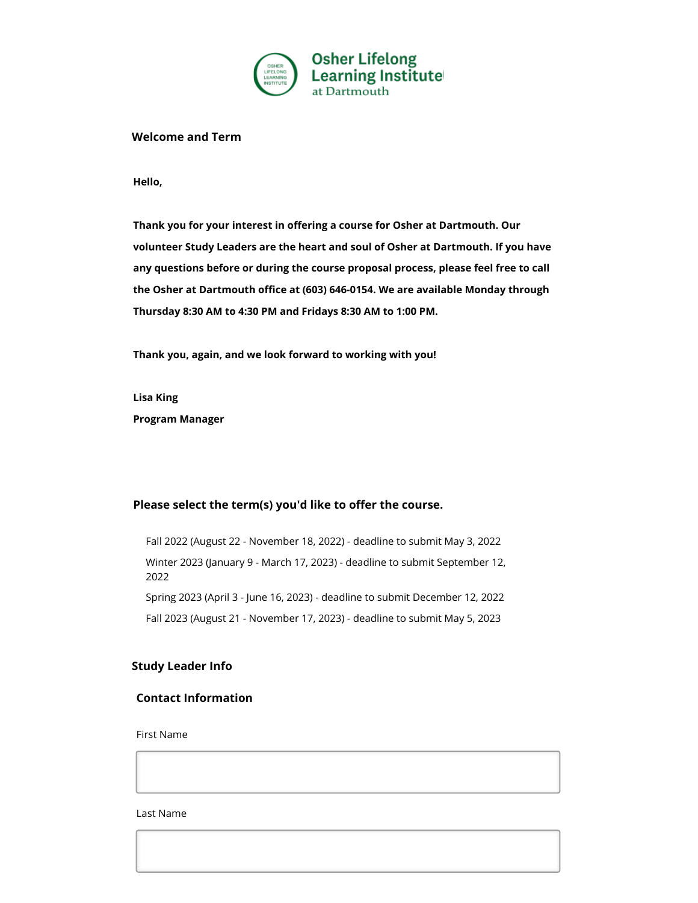Osher Lifelong Learning Institute at Dartmouth

## Welcome and Term

**Hello,**

**Thank you for your interest in offering a course for Osher at Dartmouth. Our volunteer Study Leaders are the heart and soul of Osher at Dartmouth. If you have any questions before or during the course proposal process, please feel free to call the Osher at Dartmouth office at (603) 646-0154. We are available Monday through Thursday 8:30 AM to 4:30 PM and Fridays 8:30 AM to 1:00 PM.**

**Thank you, again, and we look forward to working with you!**

**Lisa King**
**Program Manager**

### Please select the term(s) you'd like to offer the course.

- Fall 2022 (August 22 - November 18, 2022) - deadline to submit May 3, 2022
- Winter 2023 (January 9 - March 17, 2023) - deadline to submit September 12, 2022
- Spring 2023 (April 3 - June 16, 2023) - deadline to submit December 12, 2022
- Fall 2023 (August 21 - November 17, 2023) - deadline to submit May 5, 2023

## Study Leader Info

### Contact Information

First Name

Last Name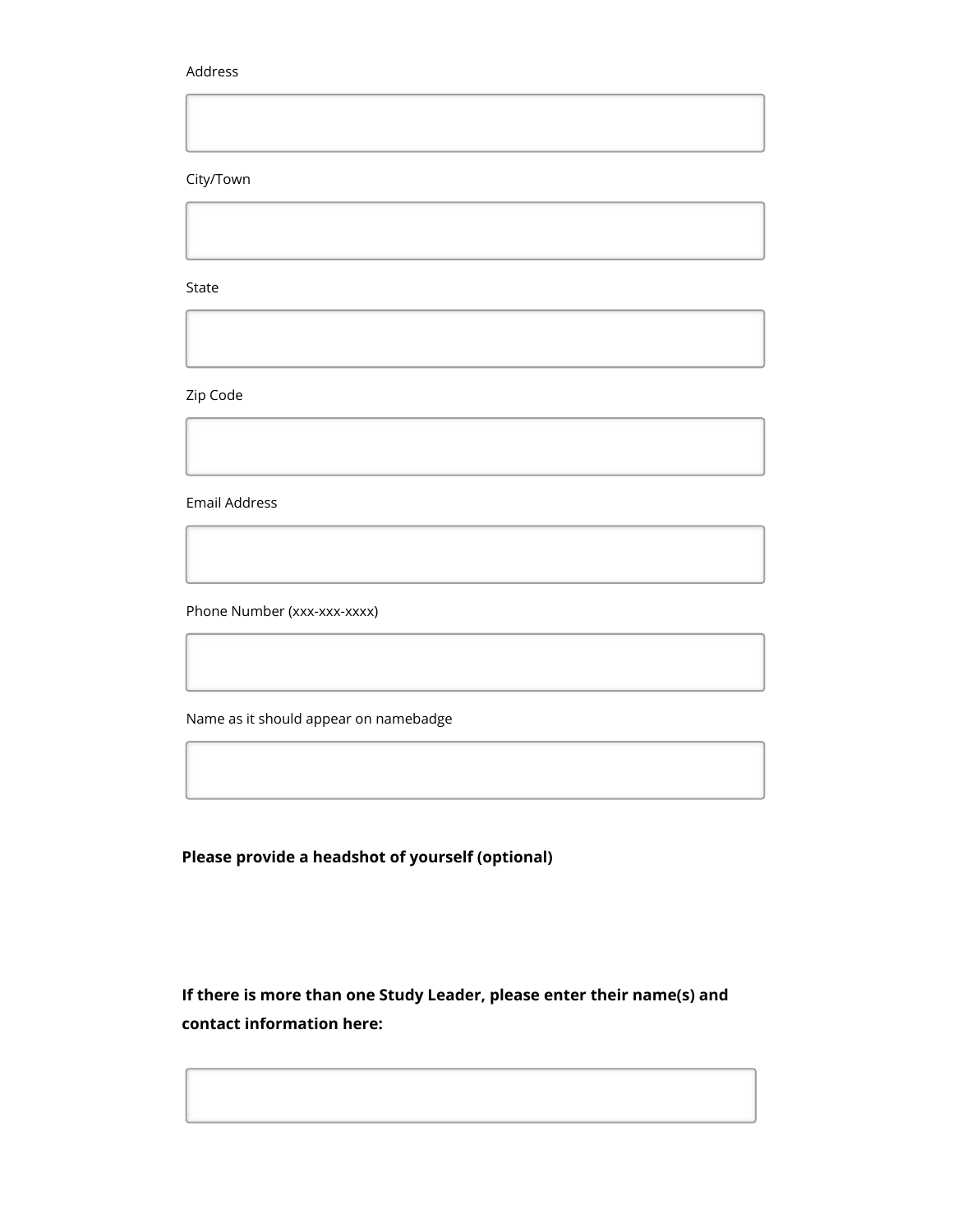Address

City/Town

State

Zip Code

Email Address

Phone Number (xxx-xxx-xxxx)

Name as it should appear on namebadge

**Please provide a headshot of yourself (optional)**

**If there is more than one Study Leader, please enter their name(s) and contact information here:**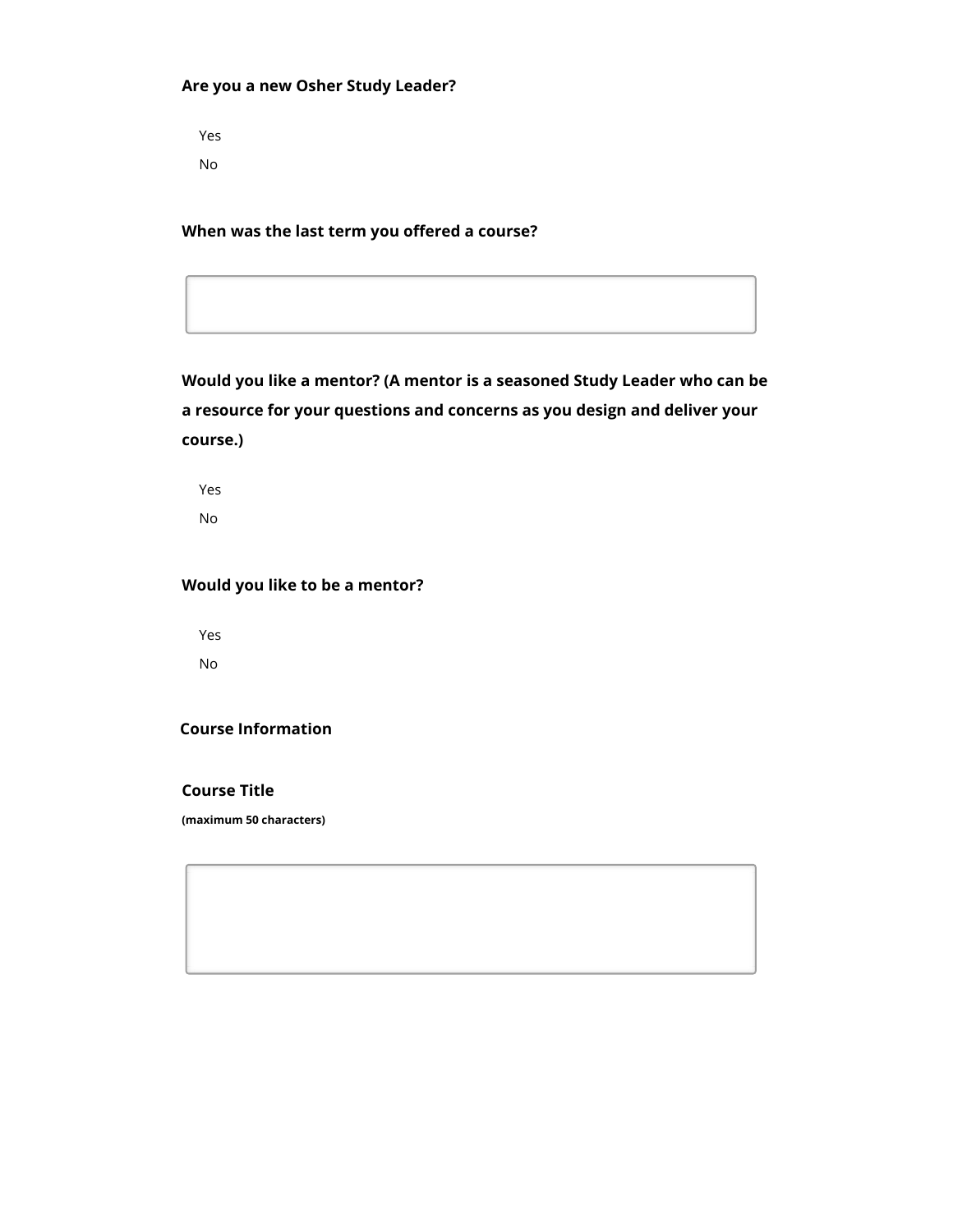**Are you a new Osher Study Leader?**

Yes

No

**When was the last term you offered a course?**

**Would you like a mentor? (A mentor is a seasoned Study Leader who can be a resource for your questions and concerns as you design and deliver your course.)**

Yes

No

**Would you like to be a mentor?**

Yes

No

**Course Information**

**Course Title**

**(maximum 50 characters)**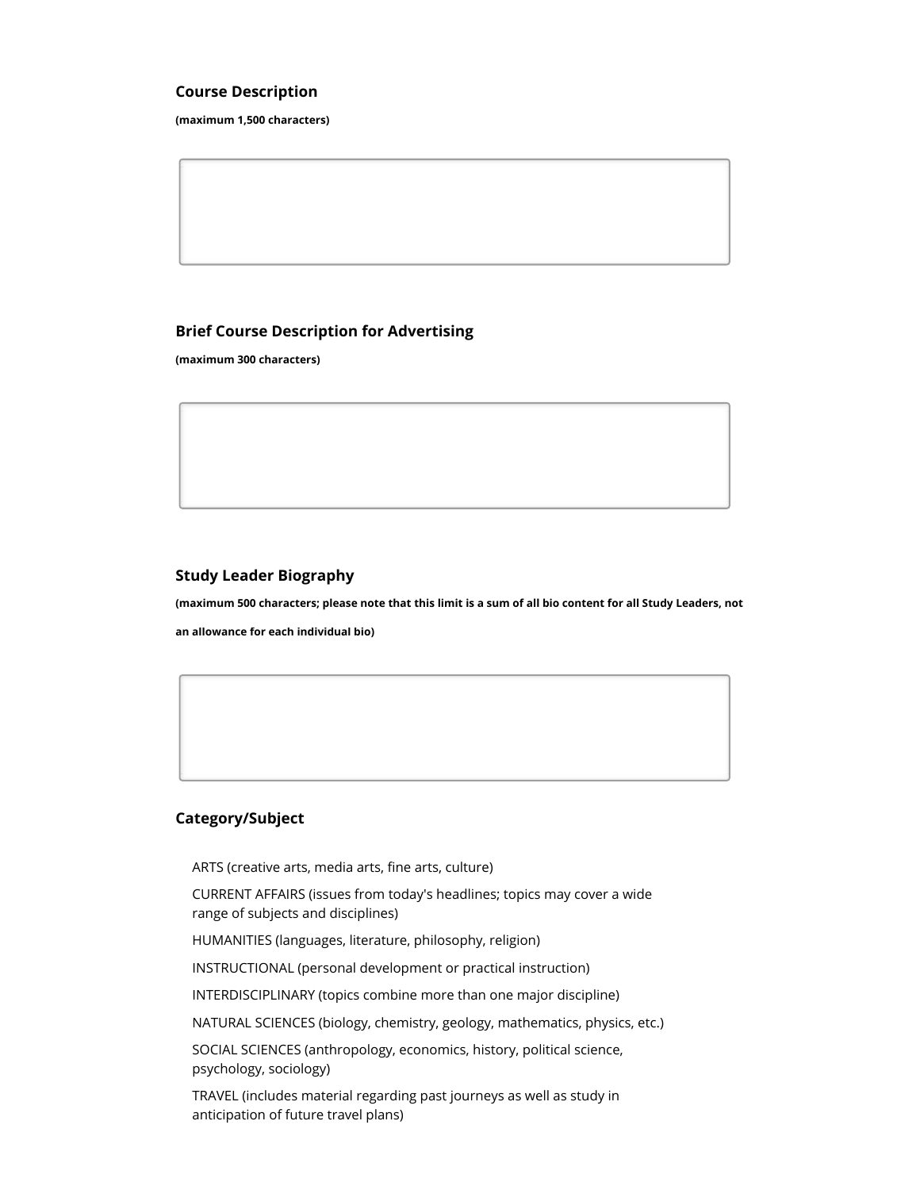### Course Description

**(maximum 1,500 characters)**

### Brief Course Description for Advertising

**(maximum 300 characters)**

### Study Leader Biography

**(maximum 500 characters; please note that this limit is a sum of all bio content for all Study Leaders, not an allowance for each individual bio)**

### Category/Subject

- ARTS (creative arts, media arts, fine arts, culture)
- CURRENT AFFAIRS (issues from today's headlines; topics may cover a wide range of subjects and disciplines)
- HUMANITIES (languages, literature, philosophy, religion)
- INSTRUCTIONAL (personal development or practical instruction)
- INTERDISCIPLINARY (topics combine more than one major discipline)
- NATURAL SCIENCES (biology, chemistry, geology, mathematics, physics, etc.)
- SOCIAL SCIENCES (anthropology, economics, history, political science, psychology, sociology)
- TRAVEL (includes material regarding past journeys as well as study in anticipation of future travel plans)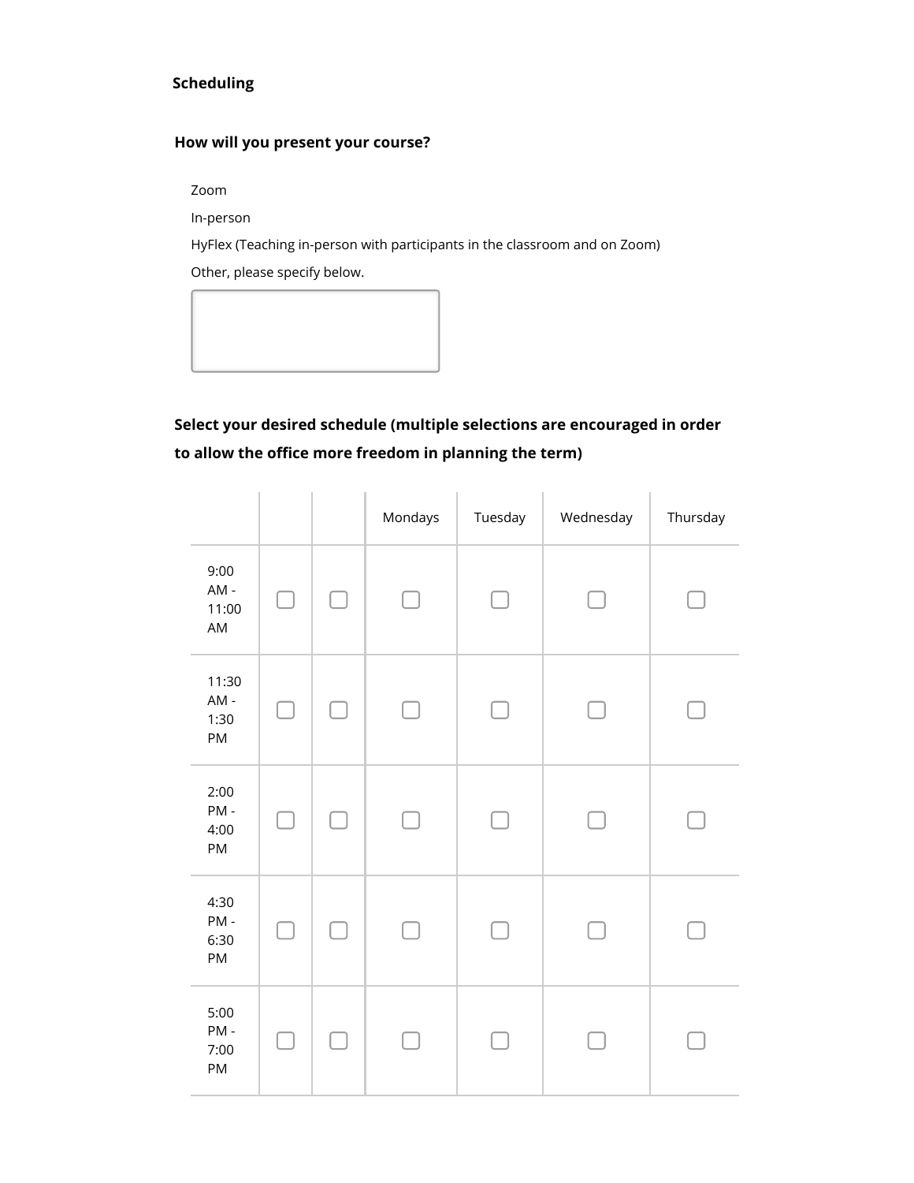**Scheduling**

**How will you present your course?**

Zoom

In-person

HyFlex (Teaching in-person with participants in the classroom and on Zoom)

Other, please specify below.

**Select your desired schedule (multiple selections are encouraged in order to allow the office more freedom in planning the term)**

| | | | Mondays | Tuesday | Wednesday | Thursday |
|---|---|---|---|---|---|---|
| 9:00 AM - 11:00 AM | ☐ | ☐ | ☐ | ☐ | ☐ | ☐ |
| 11:30 AM - 1:30 PM | ☐ | ☐ | ☐ | ☐ | ☐ | ☐ |
| 2:00 PM - 4:00 PM | ☐ | ☐ | ☐ | ☐ | ☐ | ☐ |
| 4:30 PM - 6:30 PM | ☐ | ☐ | ☐ | ☐ | ☐ | ☐ |
| 5:00 PM - 7:00 PM | ☐ | ☐ | ☐ | ☐ | ☐ | ☐ |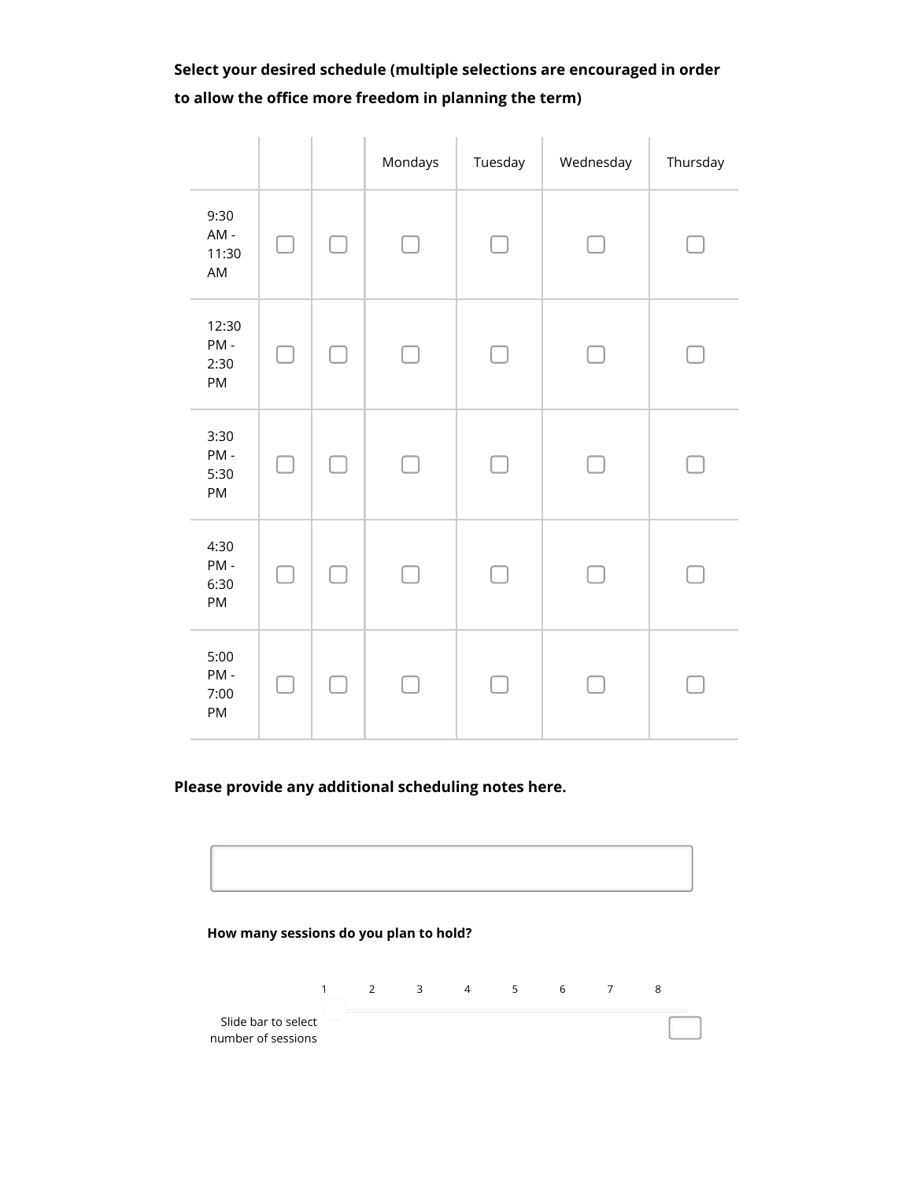**Select your desired schedule (multiple selections are encouraged in order to allow the office more freedom in planning the term)**

| | | | Mondays | Tuesday | Wednesday | Thursday |
|---|---|---|---|---|---|---|
| 9:30 AM - 11:30 AM | ☐ | ☐ | ☐ | ☐ | ☐ | ☐ |
| 12:30 PM - 2:30 PM | ☐ | ☐ | ☐ | ☐ | ☐ | ☐ |
| 3:30 PM - 5:30 PM | ☐ | ☐ | ☐ | ☐ | ☐ | ☐ |
| 4:30 PM - 6:30 PM | ☐ | ☐ | ☐ | ☐ | ☐ | ☐ |
| 5:00 PM - 7:00 PM | ☐ | ☐ | ☐ | ☐ | ☐ | ☐ |

**Please provide any additional scheduling notes here.**

[ ]

**How many sessions do you plan to hold?**

1 2 3 4 5 6 7 8

Slide bar to select number of sessions [ ]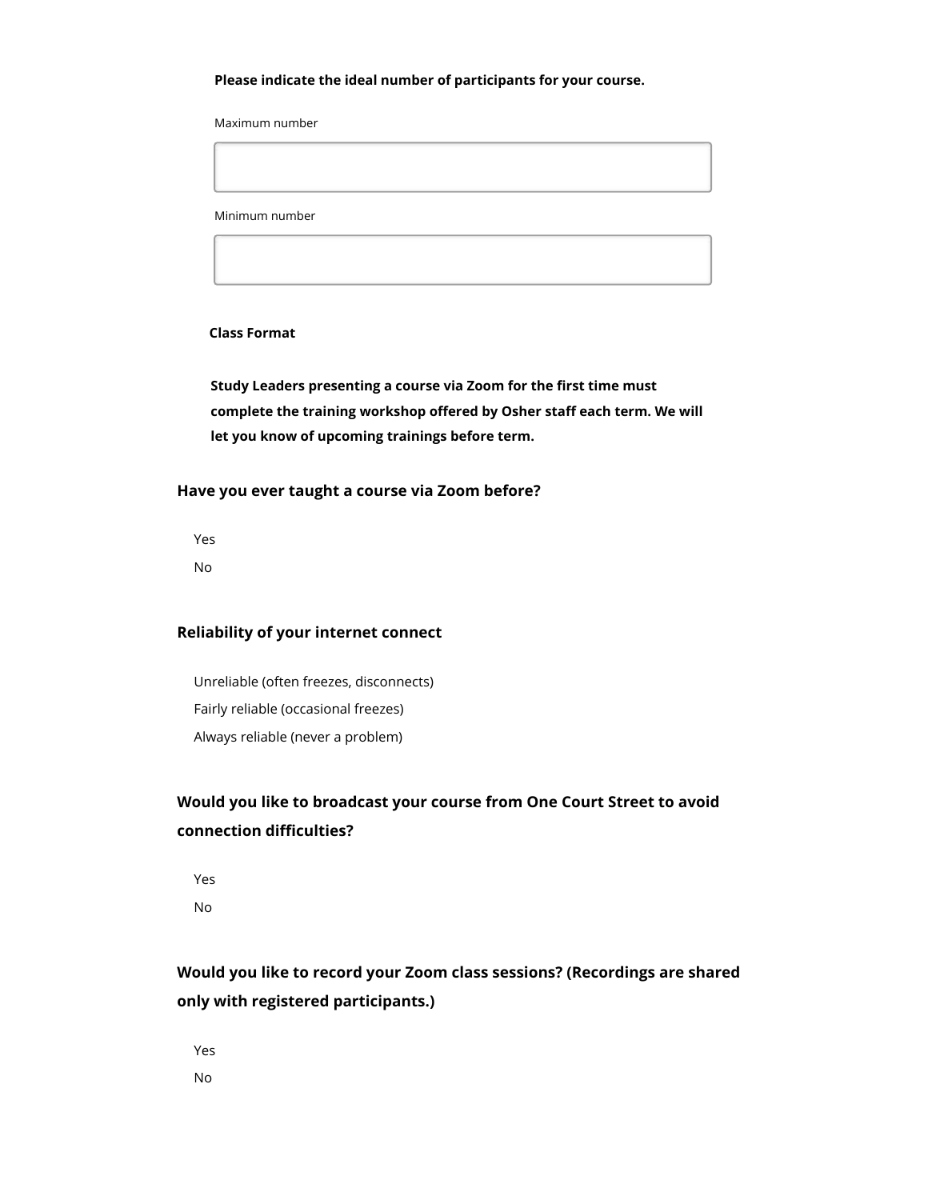**Please indicate the ideal number of participants for your course.**

Maximum number

Minimum number

**Class Format**

**Study Leaders presenting a course via Zoom for the first time must complete the training workshop offered by Osher staff each term. We will let you know of upcoming trainings before term.**

### Have you ever taught a course via Zoom before?

- Yes
- No

### Reliability of your internet connect

- Unreliable (often freezes, disconnects)
- Fairly reliable (occasional freezes)
- Always reliable (never a problem)

### Would you like to broadcast your course from One Court Street to avoid connection difficulties?

- Yes
- No

### Would you like to record your Zoom class sessions? (Recordings are shared only with registered participants.)

- Yes
- No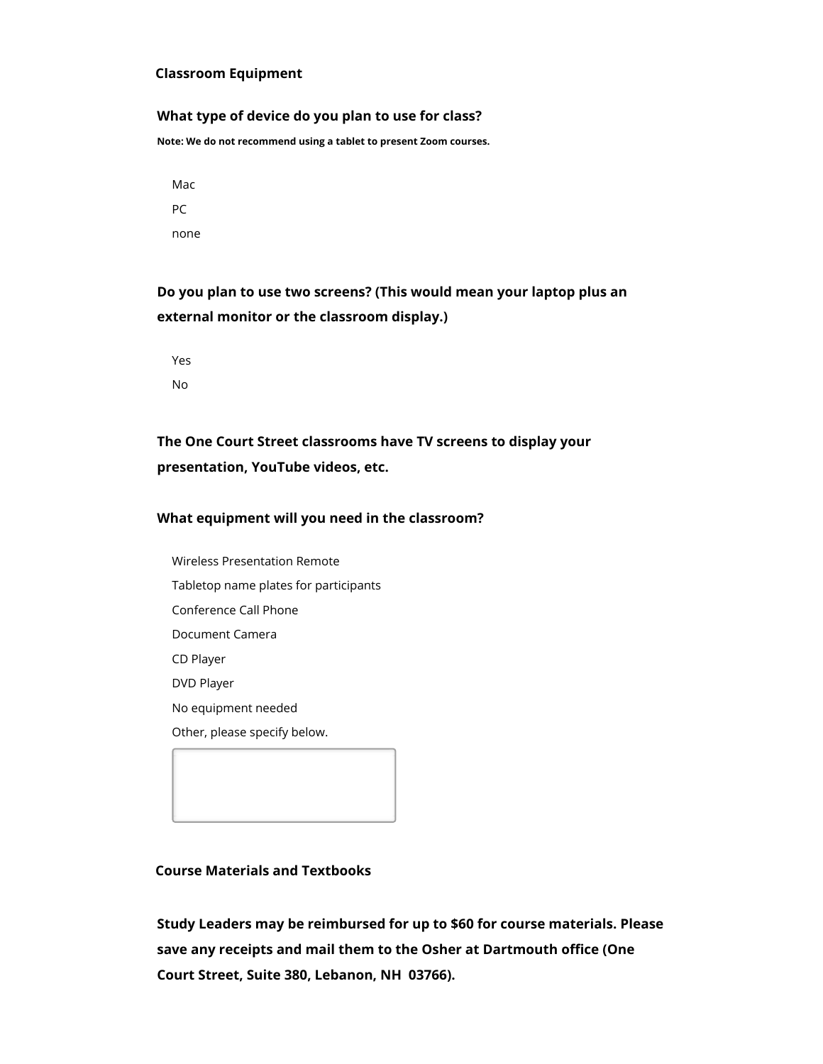## Classroom Equipment

**What type of device do you plan to use for class?**

**Note: We do not recommend using a tablet to present Zoom courses.**

- Mac
- PC
- none

**Do you plan to use two screens? (This would mean your laptop plus an external monitor or the classroom display.)**

- Yes
- No

**The One Court Street classrooms have TV screens to display your presentation, YouTube videos, etc.**

**What equipment will you need in the classroom?**

- Wireless Presentation Remote
- Tabletop name plates for participants
- Conference Call Phone
- Document Camera
- CD Player
- DVD Player
- No equipment needed
- Other, please specify below.

## Course Materials and Textbooks

**Study Leaders may be reimbursed for up to $60 for course materials. Please save any receipts and mail them to the Osher at Dartmouth office (One Court Street, Suite 380, Lebanon, NH 03766).**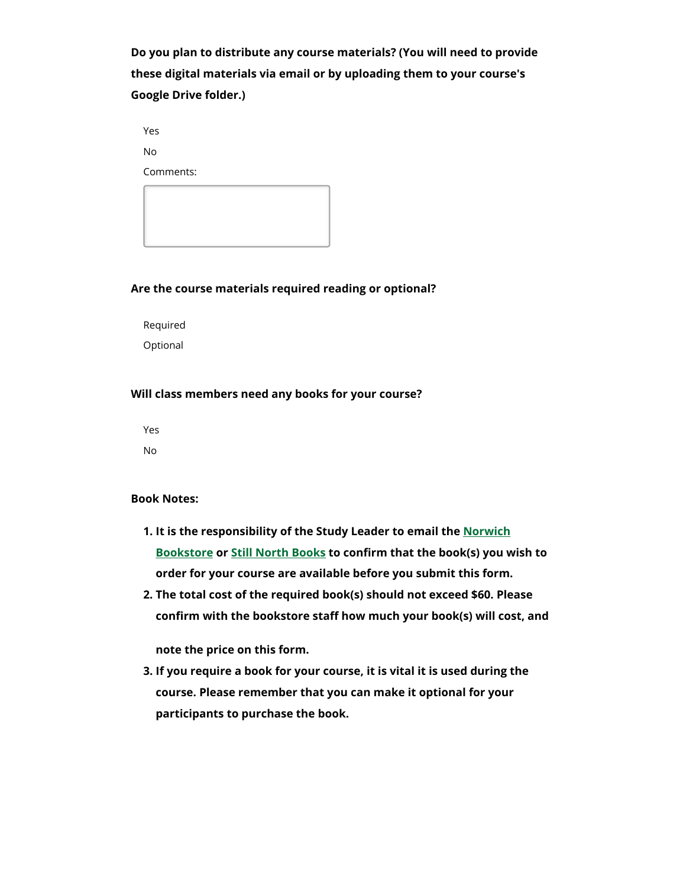**Do you plan to distribute any course materials? (You will need to provide these digital materials via email or by uploading them to your course's Google Drive folder.)**

Yes

No

Comments:

**Are the course materials required reading or optional?**

Required

Optional

**Will class members need any books for your course?**

Yes

No

**Book Notes:**

1. **It is the responsibility of the Study Leader to email the Norwich Bookstore or Still North Books to confirm that the book(s) you wish to order for your course are available before you submit this form.**
2. **The total cost of the required book(s) should not exceed $60. Please confirm with the bookstore staff how much your book(s) will cost, and note the price on this form.**
3. **If you require a book for your course, it is vital it is used during the course. Please remember that you can make it optional for your participants to purchase the book.**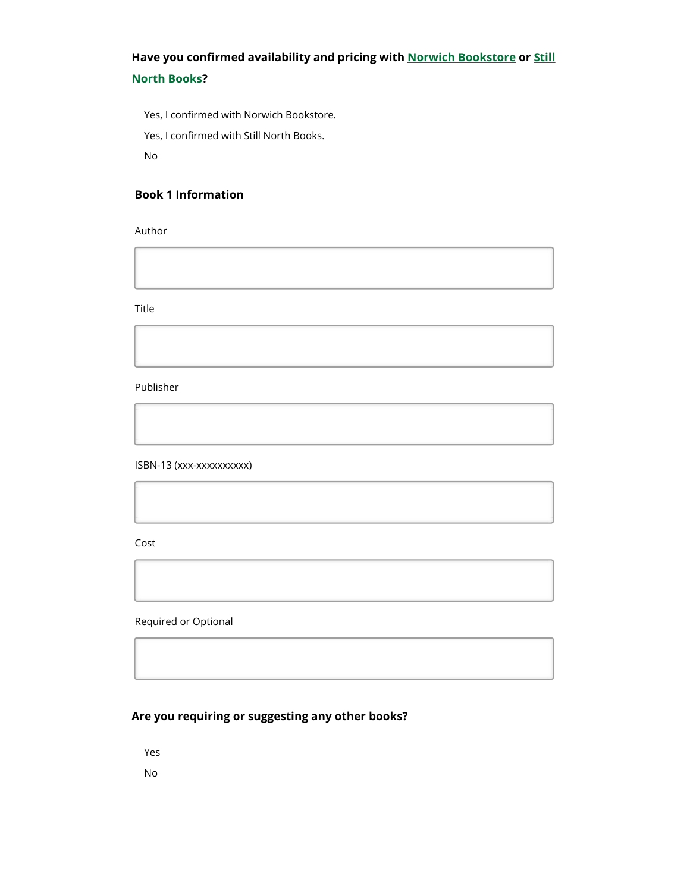**Have you confirmed availability and pricing with Norwich Bookstore or Still North Books?**

Yes, I confirmed with Norwich Bookstore.

Yes, I confirmed with Still North Books.

No

**Book 1 Information**

Author

Title

Publisher

ISBN-13 (xxx-xxxxxxxxxx)

Cost

Required or Optional

**Are you requiring or suggesting any other books?**

Yes

No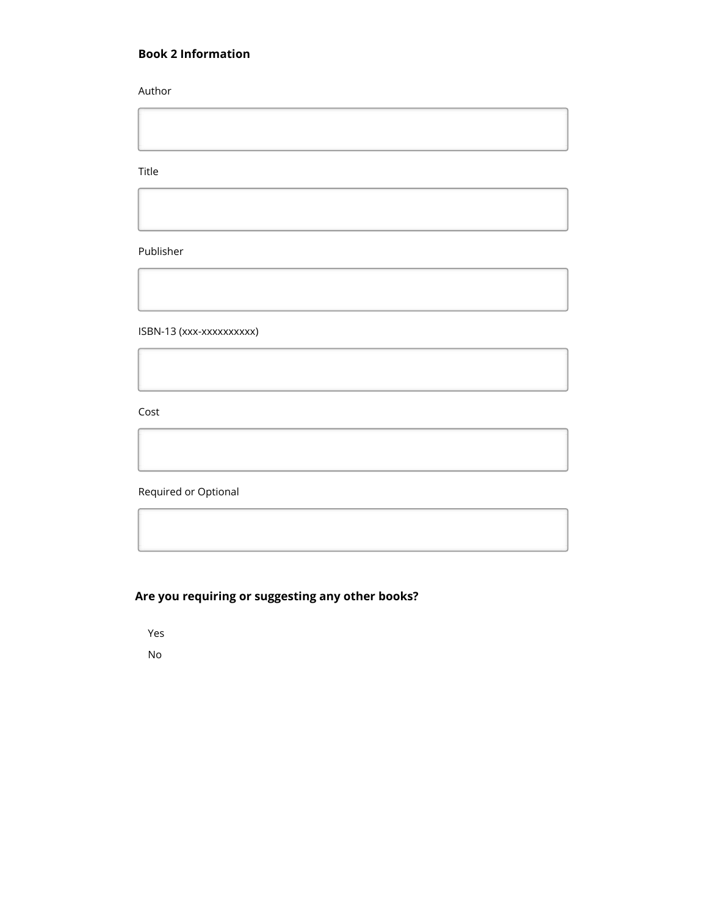**Book 2 Information**

Author

Title

Publisher

ISBN-13 (xxx-xxxxxxxxxx)

Cost

Required or Optional

**Are you requiring or suggesting any other books?**

- Yes
- No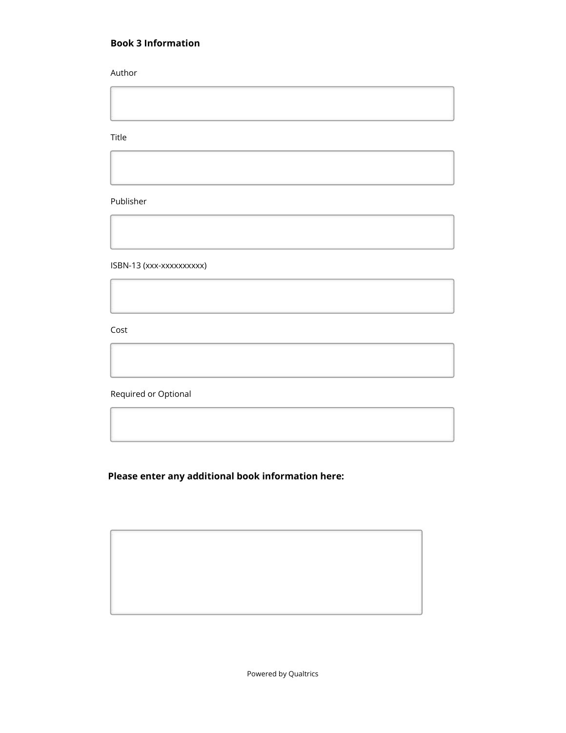**Book 3 Information**

Author

Title

Publisher

ISBN-13 (xxx-xxxxxxxxxx)

Cost

Required or Optional

**Please enter any additional book information here:**

Powered by Qualtrics